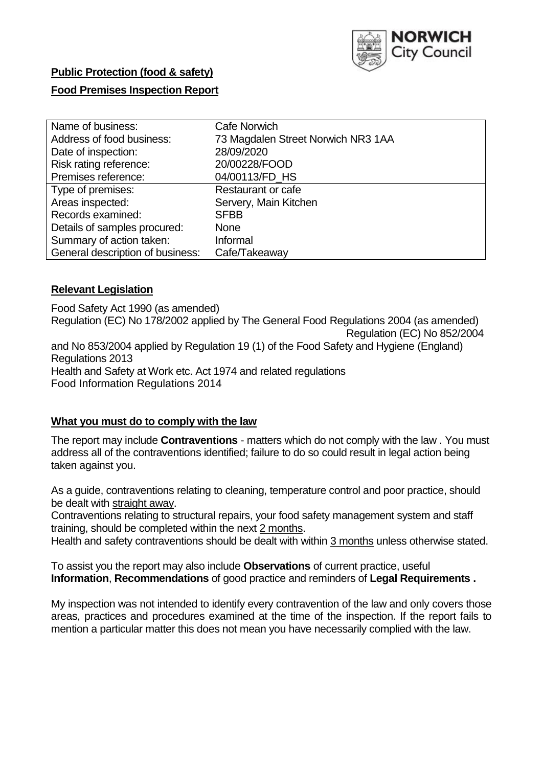**Public Protection (food & safety)**

**Food Premises Inspection Report**

| Name of business: | Cafe Norwich |
|---|---|
| Address of food business: | 73 Magdalen Street Norwich NR3 1AA |
| Date of inspection: | 28/09/2020 |
| Risk rating reference: | 20/00228/FOOD |
| Premises reference: | 04/00113/FD_HS |
| Type of premises: | Restaurant or cafe |
| Areas inspected: | Servery, Main Kitchen |
| Records examined: | SFBB |
| Details of samples procured: | None |
| Summary of action taken: | Informal |
| General description of business: | Cafe/Takeaway |

## **Relevant Legislation**

Food Safety Act 1990 (as amended)
Regulation (EC) No 178/2002 applied by The General Food Regulations 2004 (as amended) Regulation (EC) No 852/2004 and No 853/2004 applied by Regulation 19 (1) of the Food Safety and Hygiene (England) Regulations 2013
Health and Safety at Work etc. Act 1974 and related regulations
Food Information Regulations 2014

## **What you must do to comply with the law**

The report may include **Contraventions** - matters which do not comply with the law . You must address all of the contraventions identified; failure to do so could result in legal action being taken against you.

As a guide, contraventions relating to cleaning, temperature control and poor practice, should be dealt with straight away.
Contraventions relating to structural repairs, your food safety management system and staff training, should be completed within the next 2 months.
Health and safety contraventions should be dealt with within 3 months unless otherwise stated.

To assist you the report may also include **Observations** of current practice, useful **Information**, **Recommendations** of good practice and reminders of **Legal Requirements .**

My inspection was not intended to identify every contravention of the law and only covers those areas, practices and procedures examined at the time of the inspection. If the report fails to mention a particular matter this does not mean you have necessarily complied with the law.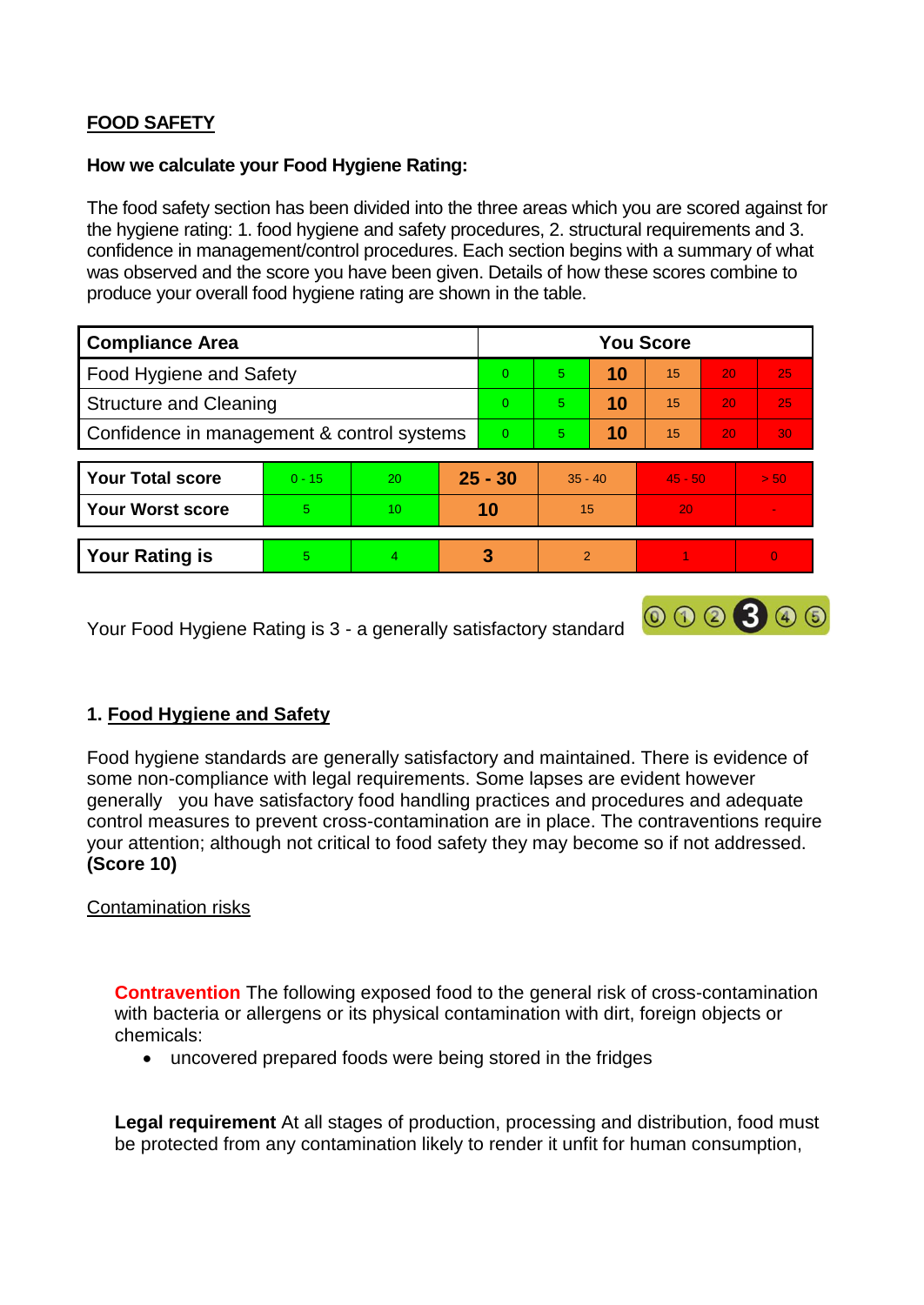## FOOD SAFETY

**How we calculate your Food Hygiene Rating:**

The food safety section has been divided into the three areas which you are scored against for the hygiene rating: 1. food hygiene and safety procedures, 2. structural requirements and 3. confidence in management/control procedures. Each section begins with a summary of what was observed and the score you have been given. Details of how these scores combine to produce your overall food hygiene rating are shown in the table.

| Compliance Area | You Score | | | | | |
|---|---|---|---|---|---|---|
| Food Hygiene and Safety | 0 | 5 | **10** | 15 | 20 | 25 |
| Structure and Cleaning | 0 | 5 | **10** | 15 | 20 | 25 |
| Confidence in management & control systems | 0 | 5 | **10** | 15 | 20 | 30 |

| | | | | | | |
|---|---|---|---|---|---|---|
| **Your Total score** | 0 - 15 | 20 | **25 - 30** | 35 - 40 | 45 - 50 | > 50 |
| **Your Worst score** | 5 | 10 | **10** | 15 | 20 | - |

| | | | | | | |
|---|---|---|---|---|---|---|
| **Your Rating is** | 5 | 4 | **3** | 2 | 1 | 0 |

Your Food Hygiene Rating is 3 - a generally satisfactory standard

### 1. Food Hygiene and Safety

Food hygiene standards are generally satisfactory and maintained. There is evidence of some non-compliance with legal requirements. Some lapses are evident however generally you have satisfactory food handling practices and procedures and adequate control measures to prevent cross-contamination are in place. The contraventions require your attention; although not critical to food safety they may become so if not addressed. **(Score 10)**

Contamination risks

**Contravention** The following exposed food to the general risk of cross-contamination with bacteria or allergens or its physical contamination with dirt, foreign objects or chemicals:

- uncovered prepared foods were being stored in the fridges

**Legal requirement** At all stages of production, processing and distribution, food must be protected from any contamination likely to render it unfit for human consumption,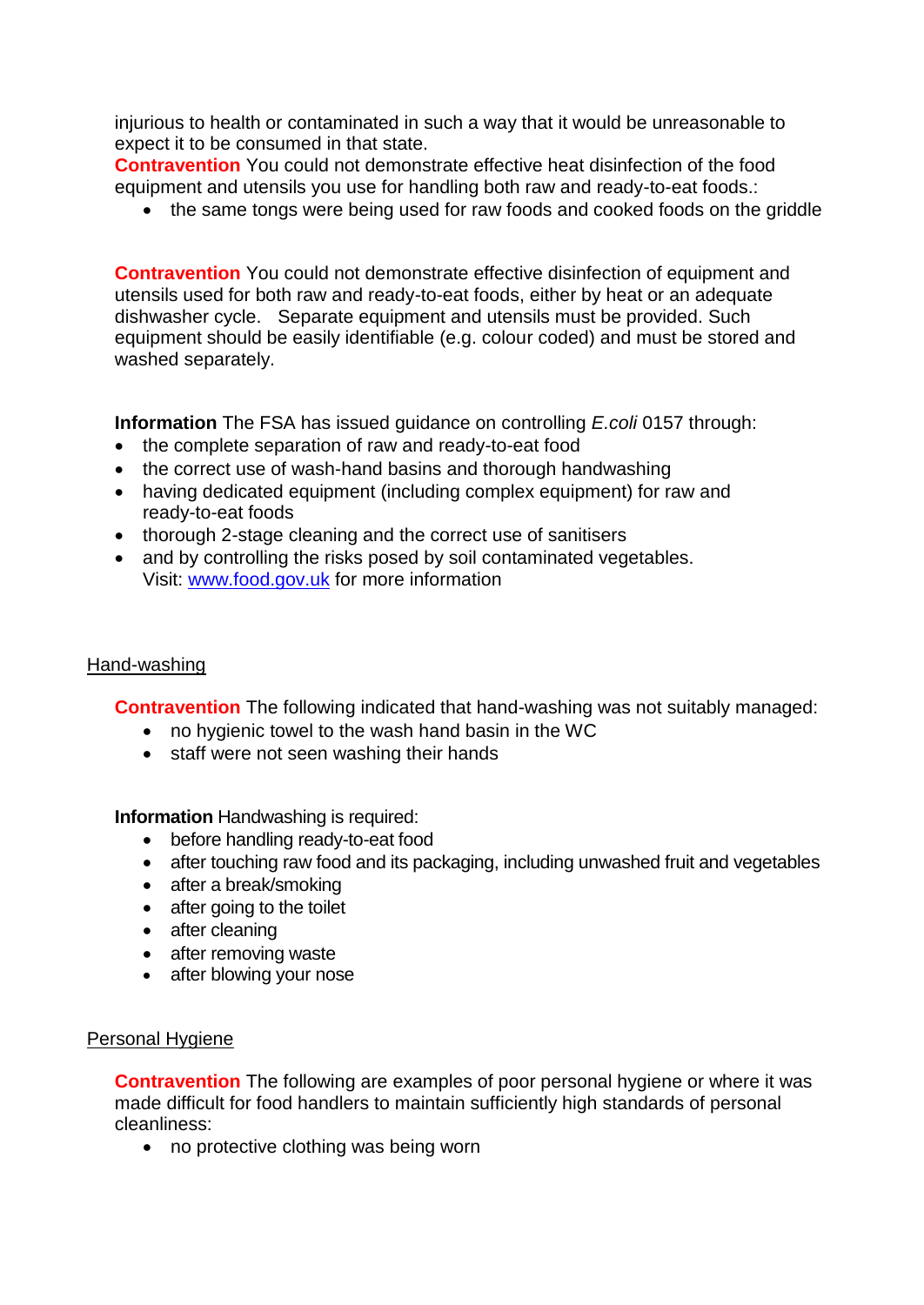injurious to health or contaminated in such a way that it would be unreasonable to expect it to be consumed in that state.

**Contravention** You could not demonstrate effective heat disinfection of the food equipment and utensils you use for handling both raw and ready-to-eat foods.:

- the same tongs were being used for raw foods and cooked foods on the griddle

**Contravention** You could not demonstrate effective disinfection of equipment and utensils used for both raw and ready-to-eat foods, either by heat or an adequate dishwasher cycle. Separate equipment and utensils must be provided. Such equipment should be easily identifiable (e.g. colour coded) and must be stored and washed separately.

**Information** The FSA has issued guidance on controlling *E.coli* 0157 through:

- the complete separation of raw and ready-to-eat food
- the correct use of wash-hand basins and thorough handwashing
- having dedicated equipment (including complex equipment) for raw and ready-to-eat foods
- thorough 2-stage cleaning and the correct use of sanitisers
- and by controlling the risks posed by soil contaminated vegetables.
  Visit: [www.food.gov.uk](http://www.food.gov.uk) for more information

## Hand-washing

**Contravention** The following indicated that hand-washing was not suitably managed:

- no hygienic towel to the wash hand basin in the WC
- staff were not seen washing their hands

**Information** Handwashing is required:

- before handling ready-to-eat food
- after touching raw food and its packaging, including unwashed fruit and vegetables
- after a break/smoking
- after going to the toilet
- after cleaning
- after removing waste
- after blowing your nose

## Personal Hygiene

**Contravention** The following are examples of poor personal hygiene or where it was made difficult for food handlers to maintain sufficiently high standards of personal cleanliness:

- no protective clothing was being worn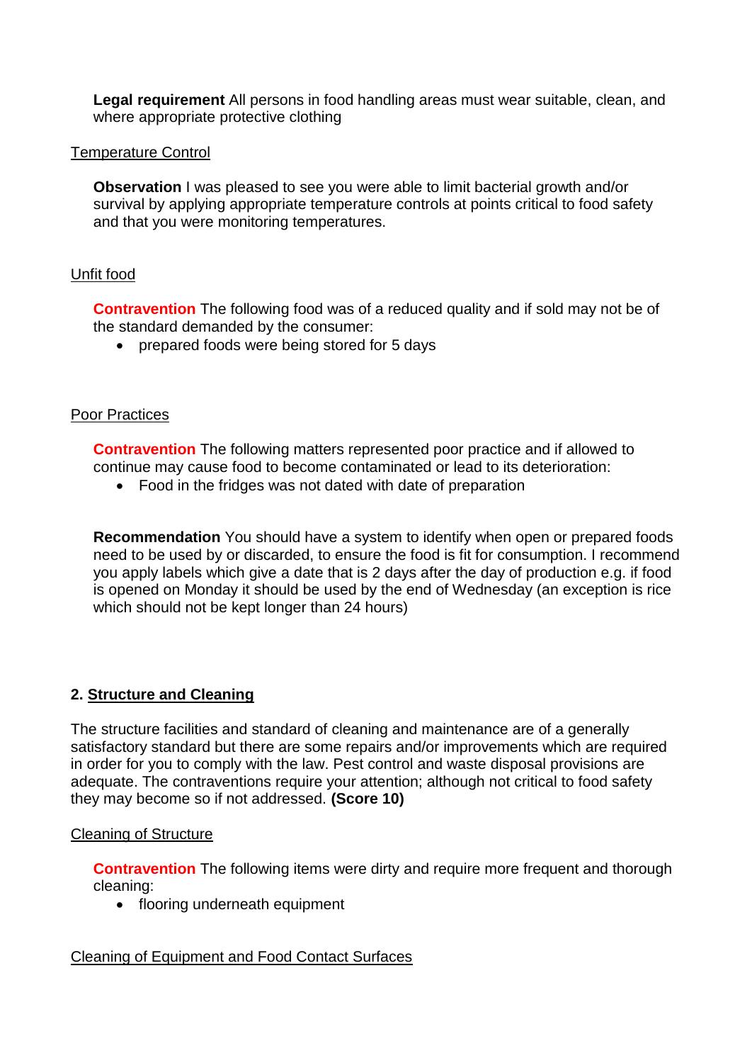**Legal requirement** All persons in food handling areas must wear suitable, clean, and where appropriate protective clothing

Temperature Control

**Observation** I was pleased to see you were able to limit bacterial growth and/or survival by applying appropriate temperature controls at points critical to food safety and that you were monitoring temperatures.

Unfit food

**Contravention** The following food was of a reduced quality and if sold may not be of the standard demanded by the consumer:

- prepared foods were being stored for 5 days

Poor Practices

**Contravention** The following matters represented poor practice and if allowed to continue may cause food to become contaminated or lead to its deterioration:

- Food in the fridges was not dated with date of preparation

**Recommendation** You should have a system to identify when open or prepared foods need to be used by or discarded, to ensure the food is fit for consumption. I recommend you apply labels which give a date that is 2 days after the day of production e.g. if food is opened on Monday it should be used by the end of Wednesday (an exception is rice which should not be kept longer than 24 hours)

## 2. Structure and Cleaning

The structure facilities and standard of cleaning and maintenance are of a generally satisfactory standard but there are some repairs and/or improvements which are required in order for you to comply with the law. Pest control and waste disposal provisions are adequate. The contraventions require your attention; although not critical to food safety they may become so if not addressed. **(Score 10)**

Cleaning of Structure

**Contravention** The following items were dirty and require more frequent and thorough cleaning:

- flooring underneath equipment

Cleaning of Equipment and Food Contact Surfaces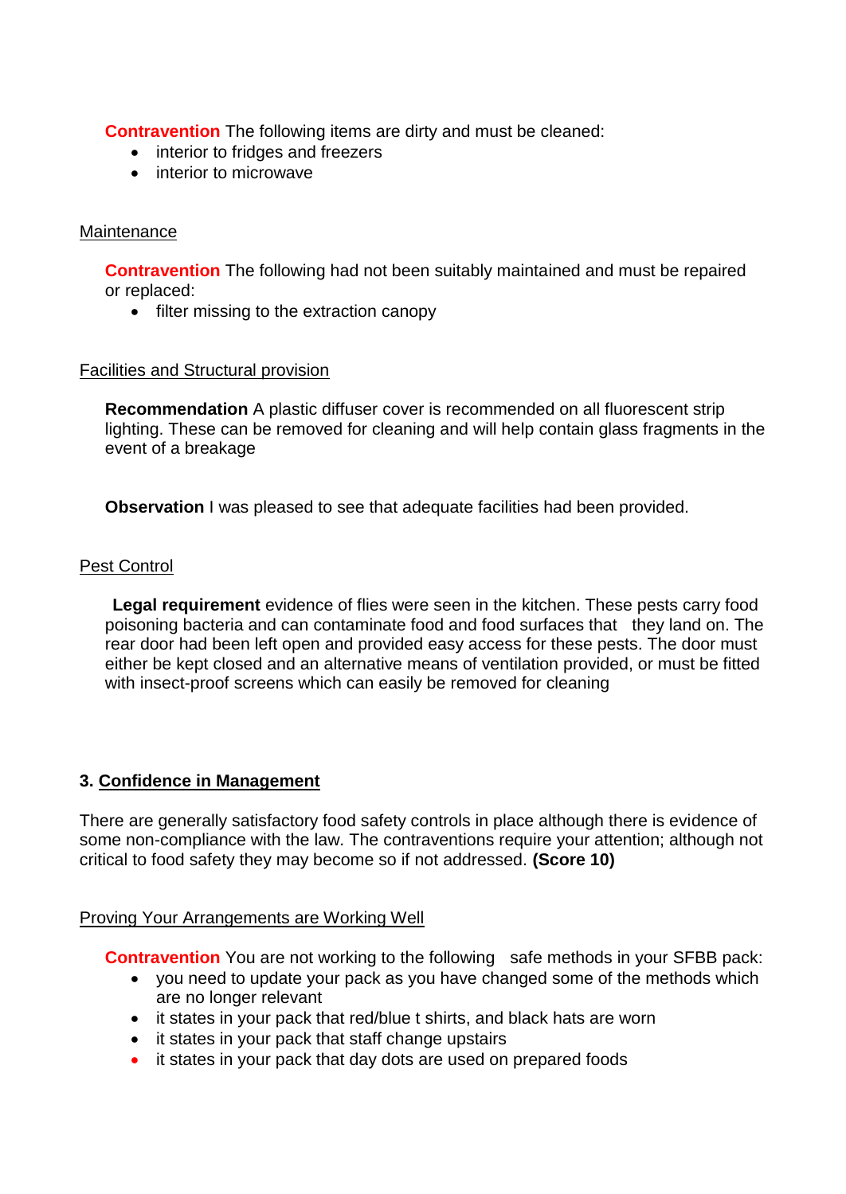**Contravention** The following items are dirty and must be cleaned:

- interior to fridges and freezers
- interior to microwave

Maintenance

**Contravention** The following had not been suitably maintained and must be repaired or replaced:

- filter missing to the extraction canopy

Facilities and Structural provision

**Recommendation** A plastic diffuser cover is recommended on all fluorescent strip lighting. These can be removed for cleaning and will help contain glass fragments in the event of a breakage

**Observation** I was pleased to see that adequate facilities had been provided.

Pest Control

**Legal requirement** evidence of flies were seen in the kitchen. These pests carry food poisoning bacteria and can contaminate food and food surfaces that they land on. The rear door had been left open and provided easy access for these pests. The door must either be kept closed and an alternative means of ventilation provided, or must be fitted with insect-proof screens which can easily be removed for cleaning

## 3. Confidence in Management

There are generally satisfactory food safety controls in place although there is evidence of some non-compliance with the law. The contraventions require your attention; although not critical to food safety they may become so if not addressed. **(Score 10)**

Proving Your Arrangements are Working Well

**Contravention** You are not working to the following safe methods in your SFBB pack:

- you need to update your pack as you have changed some of the methods which are no longer relevant
- it states in your pack that red/blue t shirts, and black hats are worn
- it states in your pack that staff change upstairs
- it states in your pack that day dots are used on prepared foods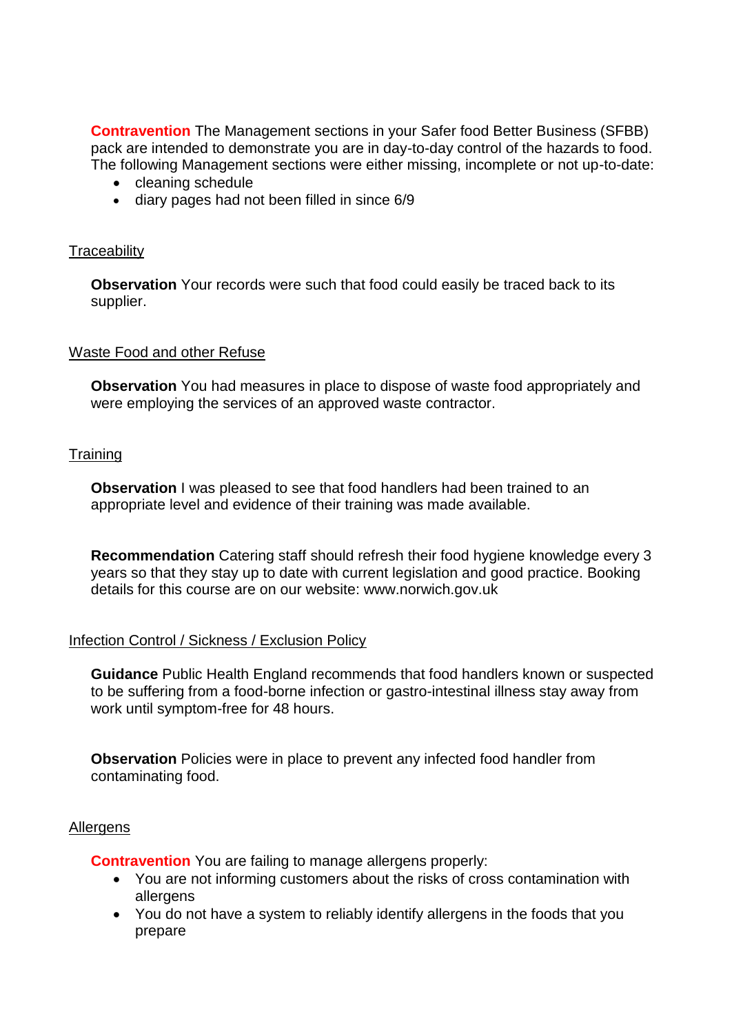**Contravention** The Management sections in your Safer food Better Business (SFBB) pack are intended to demonstrate you are in day-to-day control of the hazards to food. The following Management sections were either missing, incomplete or not up-to-date:

- cleaning schedule
- diary pages had not been filled in since 6/9

<u>Traceability</u>

**Observation** Your records were such that food could easily be traced back to its supplier.

<u>Waste Food and other Refuse</u>

**Observation** You had measures in place to dispose of waste food appropriately and were employing the services of an approved waste contractor.

<u>Training</u>

**Observation** I was pleased to see that food handlers had been trained to an appropriate level and evidence of their training was made available.

**Recommendation** Catering staff should refresh their food hygiene knowledge every 3 years so that they stay up to date with current legislation and good practice. Booking details for this course are on our website: www.norwich.gov.uk

<u>Infection Control / Sickness / Exclusion Policy</u>

**Guidance** Public Health England recommends that food handlers known or suspected to be suffering from a food-borne infection or gastro-intestinal illness stay away from work until symptom-free for 48 hours.

**Observation** Policies were in place to prevent any infected food handler from contaminating food.

<u>Allergens</u>

**Contravention** You are failing to manage allergens properly:

- You are not informing customers about the risks of cross contamination with allergens
- You do not have a system to reliably identify allergens in the foods that you prepare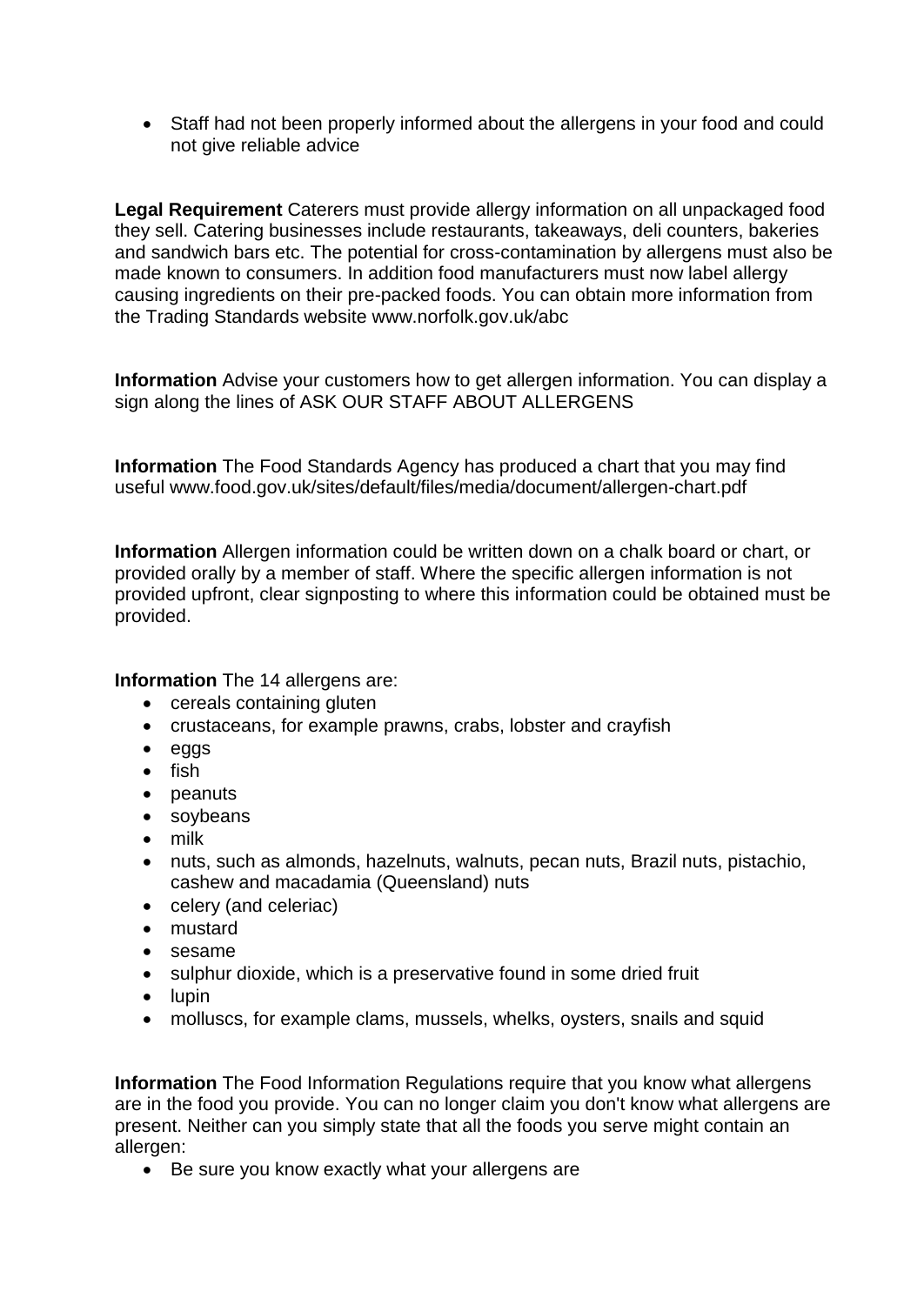- Staff had not been properly informed about the allergens in your food and could not give reliable advice

**Legal Requirement** Caterers must provide allergy information on all unpackaged food they sell. Catering businesses include restaurants, takeaways, deli counters, bakeries and sandwich bars etc. The potential for cross-contamination by allergens must also be made known to consumers. In addition food manufacturers must now label allergy causing ingredients on their pre-packed foods. You can obtain more information from the Trading Standards website www.norfolk.gov.uk/abc

**Information** Advise your customers how to get allergen information. You can display a sign along the lines of ASK OUR STAFF ABOUT ALLERGENS

**Information** The Food Standards Agency has produced a chart that you may find useful www.food.gov.uk/sites/default/files/media/document/allergen-chart.pdf

**Information** Allergen information could be written down on a chalk board or chart, or provided orally by a member of staff. Where the specific allergen information is not provided upfront, clear signposting to where this information could be obtained must be provided.

**Information** The 14 allergens are:

- cereals containing gluten
- crustaceans, for example prawns, crabs, lobster and crayfish
- eggs
- fish
- peanuts
- soybeans
- milk
- nuts, such as almonds, hazelnuts, walnuts, pecan nuts, Brazil nuts, pistachio, cashew and macadamia (Queensland) nuts
- celery (and celeriac)
- mustard
- sesame
- sulphur dioxide, which is a preservative found in some dried fruit
- lupin
- molluscs, for example clams, mussels, whelks, oysters, snails and squid

**Information** The Food Information Regulations require that you know what allergens are in the food you provide. You can no longer claim you don't know what allergens are present. Neither can you simply state that all the foods you serve might contain an allergen:

- Be sure you know exactly what your allergens are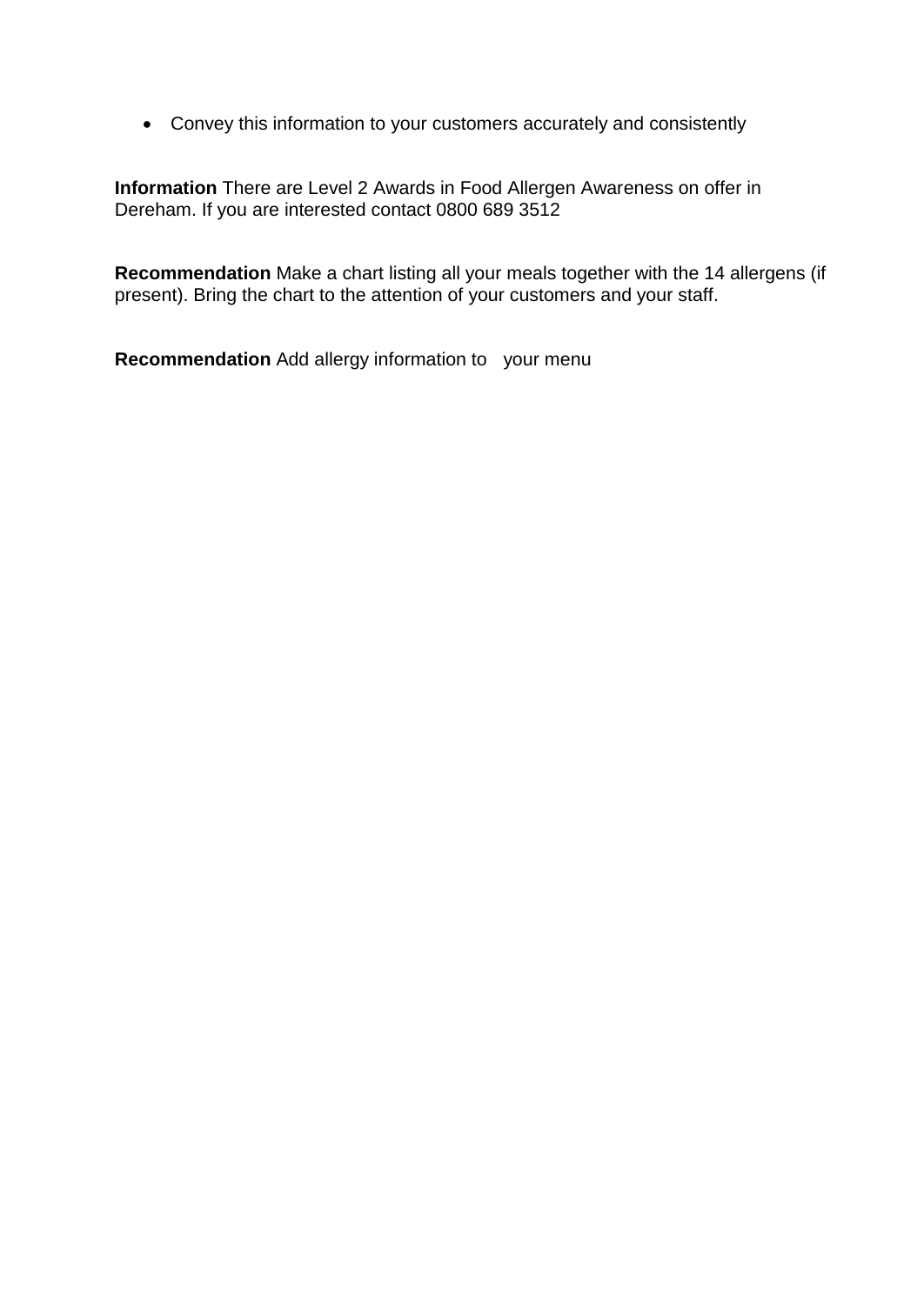- Convey this information to your customers accurately and consistently

**Information** There are Level 2 Awards in Food Allergen Awareness on offer in Dereham. If you are interested contact 0800 689 3512

**Recommendation** Make a chart listing all your meals together with the 14 allergens (if present). Bring the chart to the attention of your customers and your staff.

**Recommendation** Add allergy information to your menu